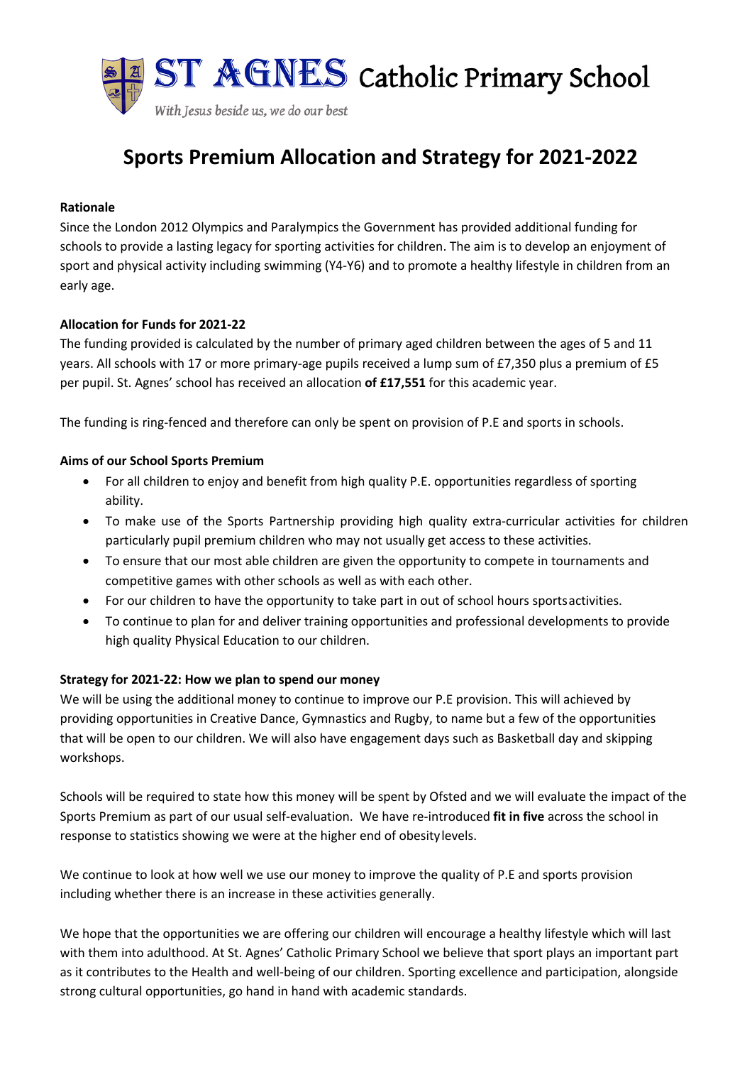# ST AGNES Catholic Primary School

*With Jesus beside us, we do our best*

## Sports Premium Allocation and Strategy for 2021-2022

**Rationale**

Since the London 2012 Olympics and Paralympics the Government has provided additional funding for schools to provide a lasting legacy for sporting activities for children. The aim is to develop an enjoyment of sport and physical activity including swimming (Y4-Y6) and to promote a healthy lifestyle in children from an early age.

**Allocation for Funds for 2021-22**

The funding provided is calculated by the number of primary aged children between the ages of 5 and 11 years. All schools with 17 or more primary-age pupils received a lump sum of £7,350 plus a premium of £5 per pupil. St. Agnes' school has received an allocation **of £17,551** for this academic year.

The funding is ring-fenced and therefore can only be spent on provision of P.E and sports in schools.

**Aims of our School Sports Premium**

- For all children to enjoy and benefit from high quality P.E. opportunities regardless of sporting ability.
- To make use of the Sports Partnership providing high quality extra-curricular activities for children particularly pupil premium children who may not usually get access to these activities.
- To ensure that our most able children are given the opportunity to compete in tournaments and competitive games with other schools as well as with each other.
- For our children to have the opportunity to take part in out of school hours sports activities.
- To continue to plan for and deliver training opportunities and professional developments to provide high quality Physical Education to our children.

**Strategy for 2021-22: How we plan to spend our money**

We will be using the additional money to continue to improve our P.E provision. This will achieved by providing opportunities in Creative Dance, Gymnastics and Rugby, to name but a few of the opportunities that will be open to our children. We will also have engagement days such as Basketball day and skipping workshops.

Schools will be required to state how this money will be spent by Ofsted and we will evaluate the impact of the Sports Premium as part of our usual self-evaluation. We have re-introduced **fit in five** across the school in response to statistics showing we were at the higher end of obesity levels.

We continue to look at how well we use our money to improve the quality of P.E and sports provision including whether there is an increase in these activities generally.

We hope that the opportunities we are offering our children will encourage a healthy lifestyle which will last with them into adulthood. At St. Agnes' Catholic Primary School we believe that sport plays an important part as it contributes to the Health and well-being of our children. Sporting excellence and participation, alongside strong cultural opportunities, go hand in hand with academic standards.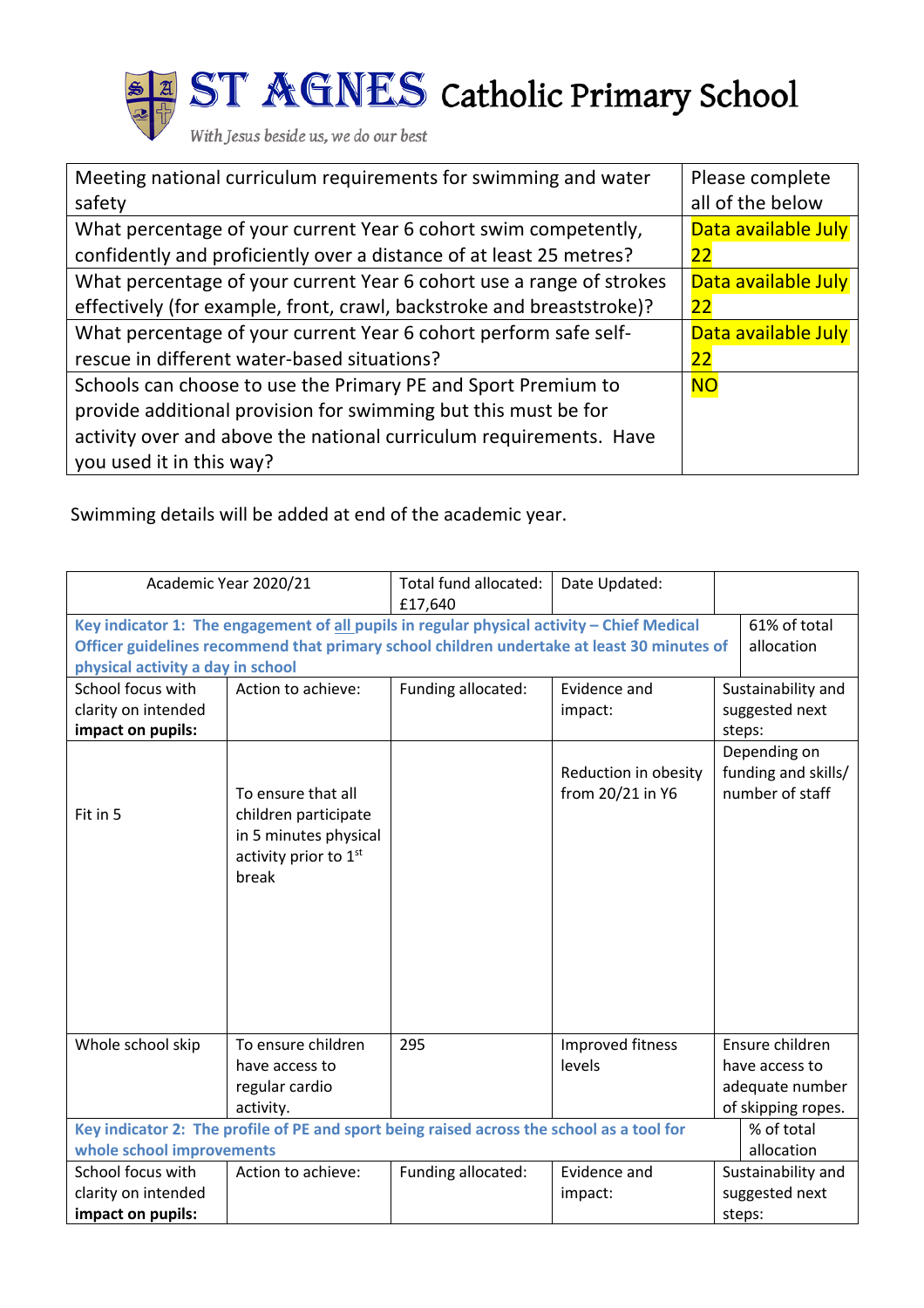# ST AGNES Catholic Primary School

*With Jesus beside us, we do our best*

| Meeting national curriculum requirements for swimming and water safety | Please complete all of the below |
|---|---|
| What percentage of your current Year 6 cohort swim competently, confidently and proficiently over a distance of at least 25 metres? | Data available July 22 |
| What percentage of your current Year 6 cohort use a range of strokes effectively (for example, front, crawl, backstroke and breaststroke)? | Data available July 22 |
| What percentage of your current Year 6 cohort perform safe self-rescue in different water-based situations? | Data available July 22 |
| Schools can choose to use the Primary PE and Sport Premium to provide additional provision for swimming but this must be for activity over and above the national curriculum requirements. Have you used it in this way? | NO |

Swimming details will be added at end of the academic year.

| Academic Year 2020/21 | | Total fund allocated: £17,640 | Date Updated: | |
|---|---|---|---|---|
| **Key indicator 1: The engagement of all pupils in regular physical activity – Chief Medical Officer guidelines recommend that primary school children undertake at least 30 minutes of physical activity a day in school** | | | | 61% of total allocation |
| School focus with clarity on intended **impact on pupils:** | Action to achieve: | Funding allocated: | Evidence and impact: | Sustainability and suggested next steps: |
| Fit in 5 | To ensure that all children participate in 5 minutes physical activity prior to 1st break | | Reduction in obesity from 20/21 in Y6 | Depending on funding and skills/ number of staff |
| Whole school skip | To ensure children have access to regular cardio activity. | 295 | Improved fitness levels | Ensure children have access to adequate number of skipping ropes. |
| **Key indicator 2: The profile of PE and sport being raised across the school as a tool for whole school improvements** | | | | % of total allocation |
| School focus with clarity on intended **impact on pupils:** | Action to achieve: | Funding allocated: | Evidence and impact: | Sustainability and suggested next steps: |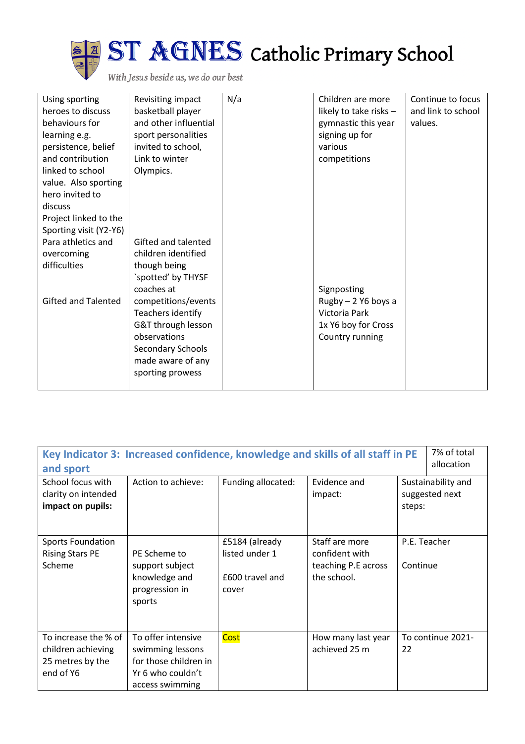| Using sporting heroes to discuss behaviours for learning e.g. persistence, belief and contribution linked to school value. Also sporting hero invited to discuss<br>Project linked to the Sporting visit (Y2-Y6)<br>Para athletics and overcoming difficulties<br><br>Gifted and Talented | Revisiting impact basketball player and other influential sport personalities invited to school, Link to winter Olympics.<br><br>Gifted and talented children identified though being `spotted' by THYSF coaches at competitions/events<br>Teachers identify G&T through lesson observations<br>Secondary Schools made aware of any sporting prowess | N/a | Children are more likely to take risks – gymnastic this year signing up for various competitions<br><br>Signposting<br>Rugby – 2 Y6 boys a Victoria Park<br>1x Y6 boy for Cross Country running | Continue to focus and link to school values. |
|---|---|---|---|---|

| **Key Indicator 3: Increased confidence, knowledge and skills of all staff in PE and sport** | | | | 7% of total allocation |
|---|---|---|---|---|
| School focus with clarity on intended **impact on pupils:** | Action to achieve: | Funding allocated: | Evidence and impact: | Sustainability and suggested next steps: |
| Sports Foundation Rising Stars PE Scheme | PE Scheme to support subject knowledge and progression in sports | £5184 (already listed under 1<br><br>£600 travel and cover | Staff are more confident with teaching P.E across the school. | P.E. Teacher<br><br>Continue |
| To increase the % of children achieving 25 metres by the end of Y6 | To offer intensive swimming lessons for those children in Yr 6 who couldn't access swimming | Cost | How many last year achieved 25 m | To continue 2021-22 |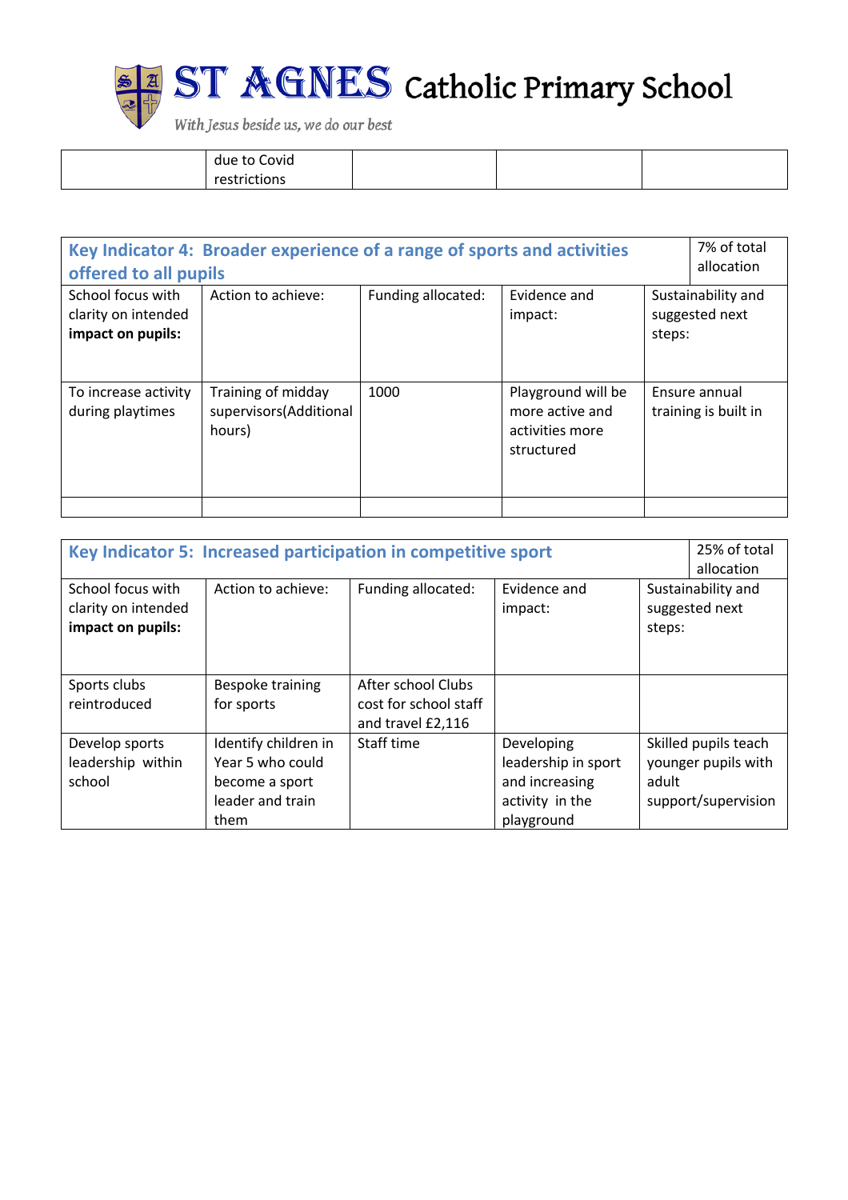| | | | | |
|---|---|---|---|---|
| | due to Covid restrictions | | | |

| Key Indicator 4: Broader experience of a range of sports and activities offered to all pupils | | | | 7% of total allocation |
|---|---|---|---|---|
| School focus with clarity on intended **impact on pupils:** | Action to achieve: | Funding allocated: | Evidence and impact: | Sustainability and suggested next steps: |
| To increase activity during playtimes | Training of midday supervisors(Additional hours) | 1000 | Playground will be more active and activities more structured | Ensure annual training is built in |
| | | | | |

| Key Indicator 5: Increased participation in competitive sport | | | | 25% of total allocation |
|---|---|---|---|---|
| School focus with clarity on intended **impact on pupils:** | Action to achieve: | Funding allocated: | Evidence and impact: | Sustainability and suggested next steps: |
| Sports clubs reintroduced | Bespoke training for sports | After school Clubs cost for school staff and travel £2,116 | | |
| Develop sports leadership within school | Identify children in Year 5 who could become a sport leader and train them | Staff time | Developing leadership in sport and increasing activity in the playground | Skilled pupils teach younger pupils with adult support/supervision |